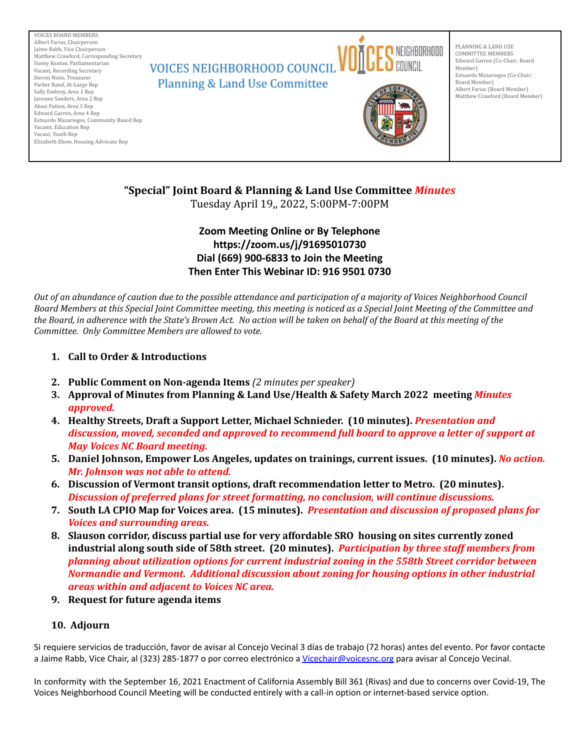VOICES BOARD MEMBERS
Albert Farias, Chairperson
Jaime Rabb, Vice Chairperson
Matthew Crawford, Corresponding Secretary
Sunny Keaton, Parliamentarian
Vacant, Recording Secretary
Steven Nieto, Treasurer
Parker Rand, At-Large Rep
Sally Embrey, Area 1 Rep
Javonne Sanders, Area 2 Rep
Abasi Patton, Area 3 Rep
Edward Garren, Area 4 Rep
Estuardo Mazariegos, Community Based Rep
Vacamt, Education Rep
Vacant, Youth Rep
Elizabeth Ebow, Housing Advocate Rep

# VOICES NEIGHBORHOOD COUNCIL
## Planning & Land Use Committee

PLANNING & LAND USE COMMITTEE MEMBERS
Edward Garren (Co-Chair; Board Member)
Estuardo Mazariegos (Co-Chair; Board Member)
Albert Farias (Board Member)
Matthew Crawford (Board Member)

## "Special" Joint Board & Planning & Land Use Committee *Minutes*

Tuesday April 19,, 2022, 5:00PM-7:00PM

**Zoom Meeting Online or By Telephone**
**https://zoom.us/j/91695010730**
**Dial (669) 900-6833 to Join the Meeting**
**Then Enter This Webinar ID: 916 9501 0730**

*Out of an abundance of caution due to the possible attendance and participation of a majority of Voices Neighborhood Council Board Members at this Special Joint Committee meeting, this meeting is noticed as a Special Joint Meeting of the Committee and the Board, in adherence with the State's Brown Act. No action will be taken on behalf of the Board at this meeting of the Committee. Only Committee Members are allowed to vote.*

1. **Call to Order & Introductions**
2. **Public Comment on Non-agenda Items** *(2 minutes per speaker)*
3. **Approval of Minutes from Planning & Land Use/Health & Safety March 2022 meeting** ***Minutes approved.***
4. **Healthy Streets, Draft a Support Letter, Michael Schnieder. (10 minutes).** ***Presentation and discussion, moved, seconded and approved to recommend full board to approve a letter of support at May Voices NC Board meeting.***
5. **Daniel Johnson, Empower Los Angeles, updates on trainings, current issues. (10 minutes).** ***No action. Mr. Johnson was not able to attend.***
6. **Discussion of Vermont transit options, draft recommendation letter to Metro. (20 minutes).** ***Discussion of preferred plans for street formatting, no conclusion, will continue discussions.***
7. **South LA CPIO Map for Voices area. (15 minutes).** ***Presentation and discussion of proposed plans for Voices and surrounding areas.***
8. **Slauson corridor, discuss partial use for very affordable SRO housing on sites currently zoned industrial along south side of 58th street. (20 minutes).** ***Participation by three staff members from planning about utilization options for current industrial zoning in the 558th Street corridor between Normandie and Vermont. Additional discussion about zoning for housing options in other industrial areas within and adjacent to Voices NC area.***
9. **Request for future agenda items**
10. **Adjourn**

Si requiere servicios de traducción, favor de avisar al Concejo Vecinal 3 días de trabajo (72 horas) antes del evento. Por favor contacte a Jaime Rabb, Vice Chair, al (323) 285-1877 o por correo electrónico a Vicechair@voicesnc.org para avisar al Concejo Vecinal.

In conformity with the September 16, 2021 Enactment of California Assembly Bill 361 (Rivas) and due to concerns over Covid-19, The Voices Neighborhood Council Meeting will be conducted entirely with a call-in option or internet-based service option.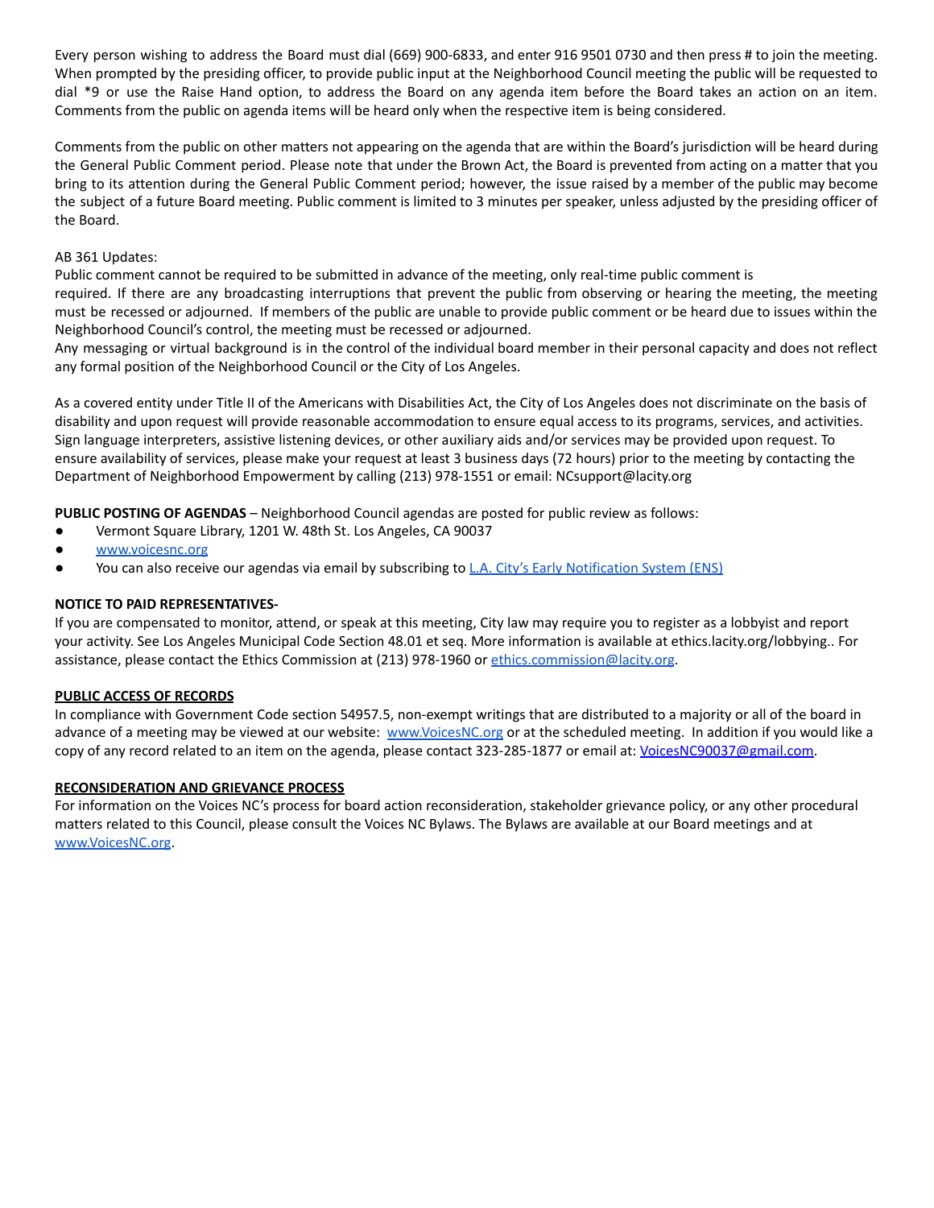Every person wishing to address the Board must dial (669) 900-6833, and enter 916 9501 0730 and then press # to join the meeting. When prompted by the presiding officer, to provide public input at the Neighborhood Council meeting the public will be requested to dial *9 or use the Raise Hand option, to address the Board on any agenda item before the Board takes an action on an item. Comments from the public on agenda items will be heard only when the respective item is being considered.

Comments from the public on other matters not appearing on the agenda that are within the Board's jurisdiction will be heard during the General Public Comment period. Please note that under the Brown Act, the Board is prevented from acting on a matter that you bring to its attention during the General Public Comment period; however, the issue raised by a member of the public may become the subject of a future Board meeting. Public comment is limited to 3 minutes per speaker, unless adjusted by the presiding officer of the Board.

AB 361 Updates:
Public comment cannot be required to be submitted in advance of the meeting, only real-time public comment is required. If there are any broadcasting interruptions that prevent the public from observing or hearing the meeting, the meeting must be recessed or adjourned. If members of the public are unable to provide public comment or be heard due to issues within the Neighborhood Council's control, the meeting must be recessed or adjourned.
Any messaging or virtual background is in the control of the individual board member in their personal capacity and does not reflect any formal position of the Neighborhood Council or the City of Los Angeles.

As a covered entity under Title II of the Americans with Disabilities Act, the City of Los Angeles does not discriminate on the basis of disability and upon request will provide reasonable accommodation to ensure equal access to its programs, services, and activities. Sign language interpreters, assistive listening devices, or other auxiliary aids and/or services may be provided upon request. To ensure availability of services, please make your request at least 3 business days (72 hours) prior to the meeting by contacting the Department of Neighborhood Empowerment by calling (213) 978-1551 or email: NCsupport@lacity.org

**PUBLIC POSTING OF AGENDAS** – Neighborhood Council agendas are posted for public review as follows:

- Vermont Square Library, 1201 W. 48th St. Los Angeles, CA 90037
- www.voicesnc.org
- You can also receive our agendas via email by subscribing to L.A. City's Early Notification System (ENS)

**NOTICE TO PAID REPRESENTATIVES-**
If you are compensated to monitor, attend, or speak at this meeting, City law may require you to register as a lobbyist and report your activity. See Los Angeles Municipal Code Section 48.01 et seq. More information is available at ethics.lacity.org/lobbying.. For assistance, please contact the Ethics Commission at (213) 978-1960 or ethics.commission@lacity.org.

**PUBLIC ACCESS OF RECORDS**
In compliance with Government Code section 54957.5, non-exempt writings that are distributed to a majority or all of the board in advance of a meeting may be viewed at our website: www.VoicesNC.org or at the scheduled meeting. In addition if you would like a copy of any record related to an item on the agenda, please contact 323-285-1877 or email at: VoicesNC90037@gmail.com.

**RECONSIDERATION AND GRIEVANCE PROCESS**
For information on the Voices NC's process for board action reconsideration, stakeholder grievance policy, or any other procedural matters related to this Council, please consult the Voices NC Bylaws. The Bylaws are available at our Board meetings and at www.VoicesNC.org.